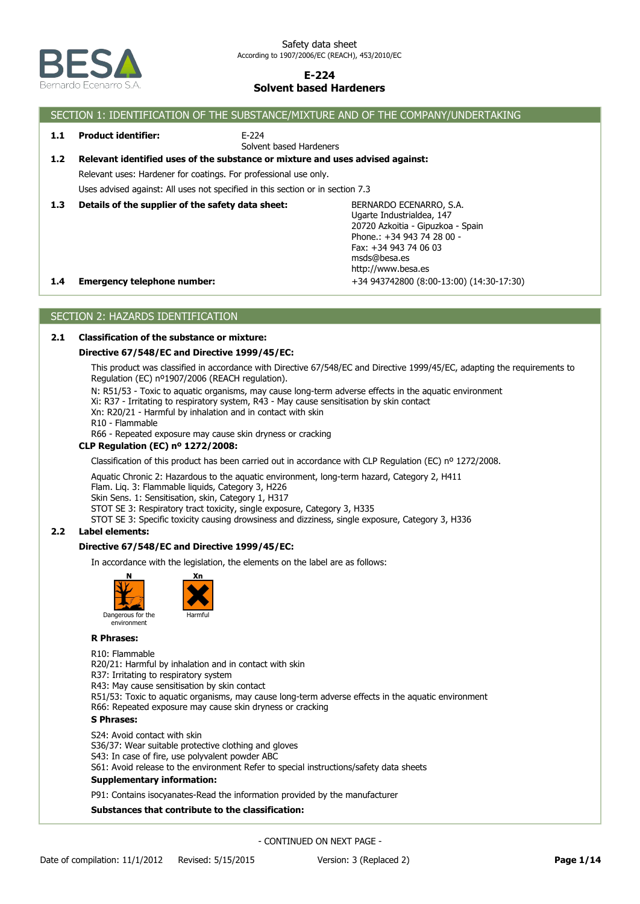Safety data sheet
According to 1907/2006/EC (REACH), 453/2010/EC

# E-224
# Solvent based Hardeners

## SECTION 1: IDENTIFICATION OF THE SUBSTANCE/MIXTURE AND OF THE COMPANY/UNDERTAKING

**1.1 Product identifier:** E-224
Solvent based Hardeners

**1.2 Relevant identified uses of the substance or mixture and uses advised against:**

Relevant uses: Hardener for coatings. For professional use only.

Uses advised against: All uses not specified in this section or in section 7.3

**1.3 Details of the supplier of the safety data sheet:**

BERNARDO ECENARRO, S.A.
Ugarte Industrialdea, 147
20720 Azkoitia - Gipuzkoa - Spain
Phone.: +34 943 74 28 00 -
Fax: +34 943 74 06 03
msds@besa.es
http://www.besa.es

**1.4 Emergency telephone number:** +34 943742800 (8:00-13:00) (14:30-17:30)

## SECTION 2: HAZARDS IDENTIFICATION

**2.1 Classification of the substance or mixture:**

**Directive 67/548/EC and Directive 1999/45/EC:**

This product was classified in accordance with Directive 67/548/EC and Directive 1999/45/EC, adapting the requirements to Regulation (EC) nº1907/2006 (REACH regulation).

N: R51/53 - Toxic to aquatic organisms, may cause long-term adverse effects in the aquatic environment
Xi: R37 - Irritating to respiratory system, R43 - May cause sensitisation by skin contact
Xn: R20/21 - Harmful by inhalation and in contact with skin
R10 - Flammable
R66 - Repeated exposure may cause skin dryness or cracking

**CLP Regulation (EC) nº 1272/2008:**

Classification of this product has been carried out in accordance with CLP Regulation (EC) nº 1272/2008.

Aquatic Chronic 2: Hazardous to the aquatic environment, long-term hazard, Category 2, H411
Flam. Liq. 3: Flammable liquids, Category 3, H226
Skin Sens. 1: Sensitisation, skin, Category 1, H317
STOT SE 3: Respiratory tract toxicity, single exposure, Category 3, H335
STOT SE 3: Specific toxicity causing drowsiness and dizziness, single exposure, Category 3, H336

**2.2 Label elements:**

**Directive 67/548/EC and Directive 1999/45/EC:**

In accordance with the legislation, the elements on the label are as follows:

N — Dangerous for the environment
Xn — Harmful

**R Phrases:**

R10: Flammable
R20/21: Harmful by inhalation and in contact with skin
R37: Irritating to respiratory system
R43: May cause sensitisation by skin contact
R51/53: Toxic to aquatic organisms, may cause long-term adverse effects in the aquatic environment
R66: Repeated exposure may cause skin dryness or cracking

**S Phrases:**

S24: Avoid contact with skin
S36/37: Wear suitable protective clothing and gloves
S43: In case of fire, use polyvalent powder ABC
S61: Avoid release to the environment Refer to special instructions/safety data sheets

**Supplementary information:**

P91: Contains isocyanates-Read the information provided by the manufacturer

**Substances that contribute to the classification:**

- CONTINUED ON NEXT PAGE -

Date of compilation: 11/1/2012 Revised: 5/15/2015 Version: 3 (Replaced 2)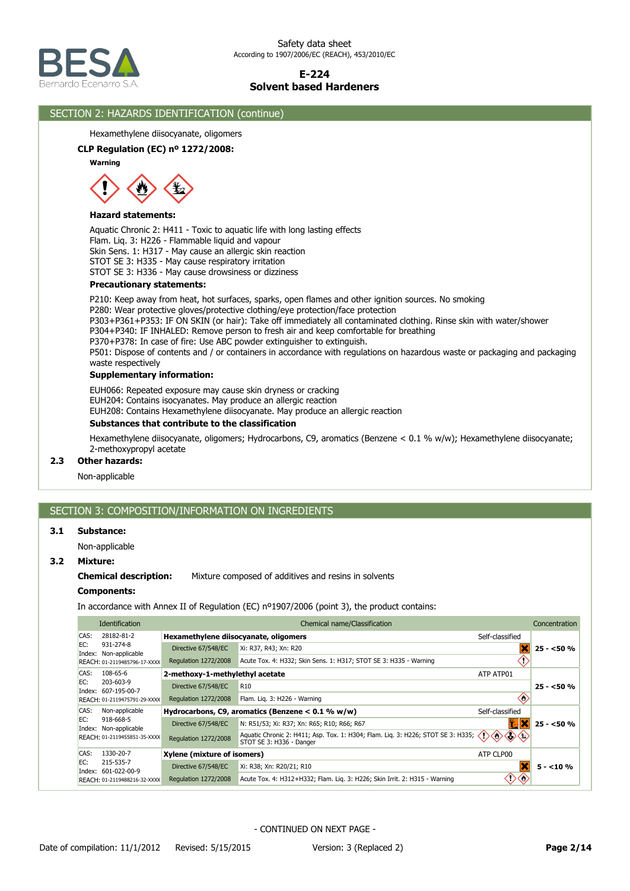## SECTION 2: HAZARDS IDENTIFICATION (continue)

Hexamethylene diisocyanate, oligomers

**CLP Regulation (EC) nº 1272/2008:**

**Warning**

**Hazard statements:**

Aquatic Chronic 2: H411 - Toxic to aquatic life with long lasting effects
Flam. Liq. 3: H226 - Flammable liquid and vapour
Skin Sens. 1: H317 - May cause an allergic skin reaction
STOT SE 3: H335 - May cause respiratory irritation
STOT SE 3: H336 - May cause drowsiness or dizziness

**Precautionary statements:**

P210: Keep away from heat, hot surfaces, sparks, open flames and other ignition sources. No smoking
P280: Wear protective gloves/protective clothing/eye protection/face protection
P303+P361+P353: IF ON SKIN (or hair): Take off immediately all contaminated clothing. Rinse skin with water/shower
P304+P340: IF INHALED: Remove person to fresh air and keep comfortable for breathing
P370+P378: In case of fire: Use ABC powder extinguisher to extinguish.
P501: Dispose of contents and / or containers in accordance with regulations on hazardous waste or packaging and packaging waste respectively

**Supplementary information:**

EUH066: Repeated exposure may cause skin dryness or cracking
EUH204: Contains isocyanates. May produce an allergic reaction
EUH208: Contains Hexamethylene diisocyanate. May produce an allergic reaction

**Substances that contribute to the classification**

Hexamethylene diisocyanate, oligomers; Hydrocarbons, C9, aromatics (Benzene < 0.1 % w/w); Hexamethylene diisocyanate; 2-methoxypropyl acetate

### 2.3 Other hazards:

Non-applicable

## SECTION 3: COMPOSITION/INFORMATION ON INGREDIENTS

### 3.1 Substance:

Non-applicable

### 3.2 Mixture:

**Chemical description:** Mixture composed of additives and resins in solvents

**Components:**

In accordance with Annex II of Regulation (EC) nº1907/2006 (point 3), the product contains:

| Identification | Chemical name/Classification | | | Concentration |
|---|---|---|---|---|
| CAS: 28182-81-2<br>EC: 931-274-8<br>Index: Non-applicable<br>REACH: 01-2119485796-17-XXXX | **Hexamethylene diisocyanate, oligomers** | | Self-classified | 25 - <50 % |
| | Directive 67/548/EC | Xi: R37, R43; Xn: R20 | | |
| | Regulation 1272/2008 | Acute Tox. 4: H332; Skin Sens. 1: H317; STOT SE 3: H335 - Warning | | |
| CAS: 108-65-6<br>EC: 203-603-9<br>Index: 607-195-00-7<br>REACH: 01-2119475791-29-XXXX | **2-methoxy-1-methylethyl acetate** | | ATP ATP01 | 25 - <50 % |
| | Directive 67/548/EC | R10 | | |
| | Regulation 1272/2008 | Flam. Liq. 3: H226 - Warning | | |
| CAS: Non-applicable<br>EC: 918-668-5<br>Index: Non-applicable<br>REACH: 01-2119455851-35-XXXX | **Hydrocarbons, C9, aromatics (Benzene < 0.1 % w/w)** | | Self-classified | 25 - <50 % |
| | Directive 67/548/EC | N: R51/53; Xi: R37; Xn: R65; R10; R66; R67 | | |
| | Regulation 1272/2008 | Aquatic Chronic 2: H411; Asp. Tox. 1: H304; Flam. Liq. 3: H226; STOT SE 3: H335; STOT SE 3: H336 - Danger | | |
| CAS: 1330-20-7<br>EC: 215-535-7<br>Index: 601-022-00-9<br>REACH: 01-2119488216-32-XXXX | **Xylene (mixture of isomers)** | | ATP CLP00 | 5 - <10 % |
| | Directive 67/548/EC | Xi: R38; Xn: R20/21; R10 | | |
| | Regulation 1272/2008 | Acute Tox. 4: H312+H332; Flam. Liq. 3: H226; Skin Irrit. 2: H315 - Warning | | |

- CONTINUED ON NEXT PAGE -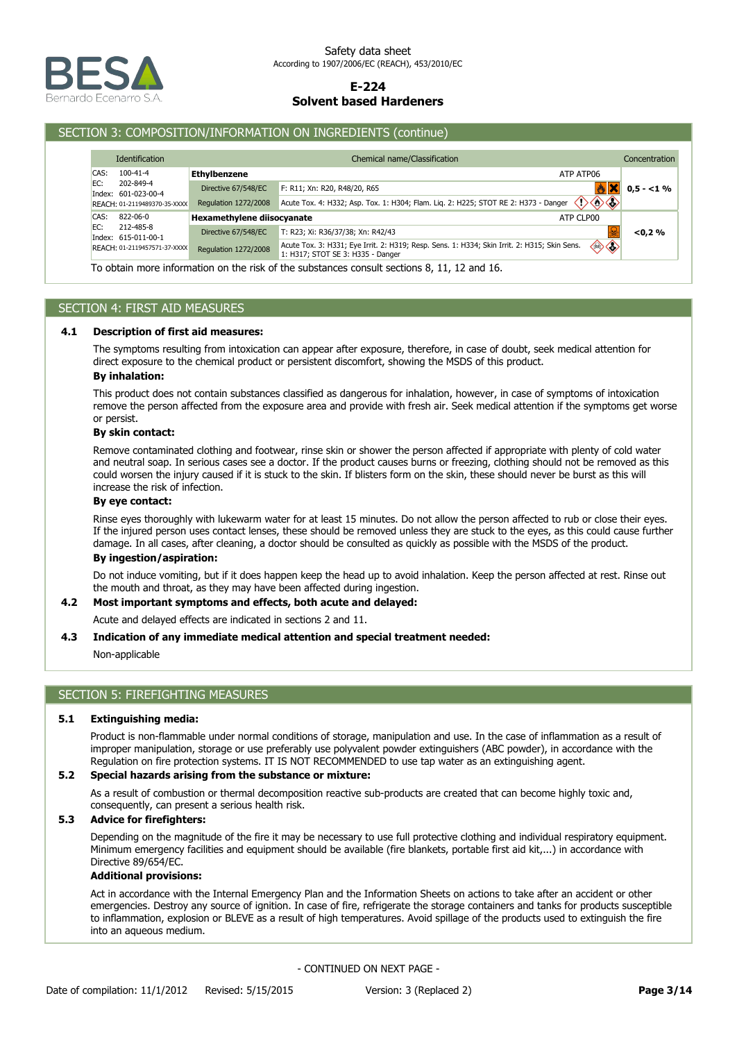## SECTION 3: COMPOSITION/INFORMATION ON INGREDIENTS (continue)

| Identification | Chemical name/Classification | | Concentration |
|---|---|---|---|
| CAS: 100-41-4<br>EC: 202-849-4<br>Index: 601-023-00-4<br>REACH: 01-2119489370-35-XXXX | **Ethylbenzene** | ATP ATP06 | 0,5 - <1 % |
| | Directive 67/548/EC | F: R11; Xn: R20, R48/20, R65 | |
| | Regulation 1272/2008 | Acute Tox. 4: H332; Asp. Tox. 1: H304; Flam. Liq. 2: H225; STOT RE 2: H373 - Danger | |
| CAS: 822-06-0<br>EC: 212-485-8<br>Index: 615-011-00-1<br>REACH: 01-2119457571-37-XXXX | **Hexamethylene diisocyanate** | ATP CLP00 | <0,2 % |
| | Directive 67/548/EC | T: R23; Xi: R36/37/38; Xn: R42/43 | |
| | Regulation 1272/2008 | Acute Tox. 3: H331; Eye Irrit. 2: H319; Resp. Sens. 1: H334; Skin Irrit. 2: H315; Skin Sens. 1: H317; STOT SE 3: H335 - Danger | |

To obtain more information on the risk of the substances consult sections 8, 11, 12 and 16.

## SECTION 4: FIRST AID MEASURES

### 4.1 Description of first aid measures:

The symptoms resulting from intoxication can appear after exposure, therefore, in case of doubt, seek medical attention for direct exposure to the chemical product or persistent discomfort, showing the MSDS of this product.

**By inhalation:**

This product does not contain substances classified as dangerous for inhalation, however, in case of symptoms of intoxication remove the person affected from the exposure area and provide with fresh air. Seek medical attention if the symptoms get worse or persist.

**By skin contact:**

Remove contaminated clothing and footwear, rinse skin or shower the person affected if appropriate with plenty of cold water and neutral soap. In serious cases see a doctor. If the product causes burns or freezing, clothing should not be removed as this could worsen the injury caused if it is stuck to the skin. If blisters form on the skin, these should never be burst as this will increase the risk of infection.

**By eye contact:**

Rinse eyes thoroughly with lukewarm water for at least 15 minutes. Do not allow the person affected to rub or close their eyes. If the injured person uses contact lenses, these should be removed unless they are stuck to the eyes, as this could cause further damage. In all cases, after cleaning, a doctor should be consulted as quickly as possible with the MSDS of the product.

**By ingestion/aspiration:**

Do not induce vomiting, but if it does happen keep the head up to avoid inhalation. Keep the person affected at rest. Rinse out the mouth and throat, as they may have been affected during ingestion.

### 4.2 Most important symptoms and effects, both acute and delayed:

Acute and delayed effects are indicated in sections 2 and 11.

### 4.3 Indication of any immediate medical attention and special treatment needed:

Non-applicable

## SECTION 5: FIREFIGHTING MEASURES

### 5.1 Extinguishing media:

Product is non-flammable under normal conditions of storage, manipulation and use. In the case of inflammation as a result of improper manipulation, storage or use preferably use polyvalent powder extinguishers (ABC powder), in accordance with the Regulation on fire protection systems. IT IS NOT RECOMMENDED to use tap water as an extinguishing agent.

### 5.2 Special hazards arising from the substance or mixture:

As a result of combustion or thermal decomposition reactive sub-products are created that can become highly toxic and, consequently, can present a serious health risk.

### 5.3 Advice for firefighters:

Depending on the magnitude of the fire it may be necessary to use full protective clothing and individual respiratory equipment. Minimum emergency facilities and equipment should be available (fire blankets, portable first aid kit,...) in accordance with Directive 89/654/EC.

**Additional provisions:**

Act in accordance with the Internal Emergency Plan and the Information Sheets on actions to take after an accident or other emergencies. Destroy any source of ignition. In case of fire, refrigerate the storage containers and tanks for products susceptible to inflammation, explosion or BLEVE as a result of high temperatures. Avoid spillage of the products used to extinguish the fire into an aqueous medium.

- CONTINUED ON NEXT PAGE -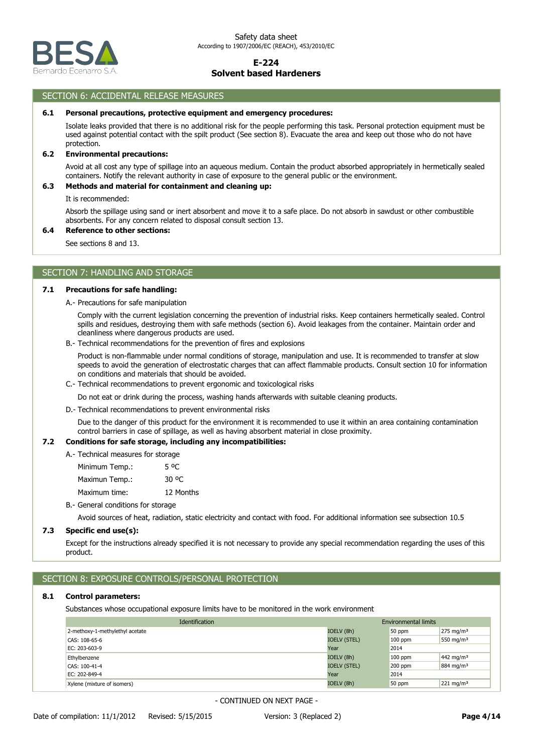## SECTION 6: ACCIDENTAL RELEASE MEASURES

### 6.1 Personal precautions, protective equipment and emergency procedures:

Isolate leaks provided that there is no additional risk for the people performing this task. Personal protection equipment must be used against potential contact with the spilt product (See section 8). Evacuate the area and keep out those who do not have protection.

### 6.2 Environmental precautions:

Avoid at all cost any type of spillage into an aqueous medium. Contain the product absorbed appropriately in hermetically sealed containers. Notify the relevant authority in case of exposure to the general public or the environment.

### 6.3 Methods and material for containment and cleaning up:

It is recommended:

Absorb the spillage using sand or inert absorbent and move it to a safe place. Do not absorb in sawdust or other combustible absorbents. For any concern related to disposal consult section 13.

### 6.4 Reference to other sections:

See sections 8 and 13.

## SECTION 7: HANDLING AND STORAGE

### 7.1 Precautions for safe handling:

A.- Precautions for safe manipulation

Comply with the current legislation concerning the prevention of industrial risks. Keep containers hermetically sealed. Control spills and residues, destroying them with safe methods (section 6). Avoid leakages from the container. Maintain order and cleanliness where dangerous products are used.

B.- Technical recommendations for the prevention of fires and explosions

Product is non-flammable under normal conditions of storage, manipulation and use. It is recommended to transfer at slow speeds to avoid the generation of electrostatic charges that can affect flammable products. Consult section 10 for information on conditions and materials that should be avoided.

C.- Technical recommendations to prevent ergonomic and toxicological risks

Do not eat or drink during the process, washing hands afterwards with suitable cleaning products.

D.- Technical recommendations to prevent environmental risks

Due to the danger of this product for the environment it is recommended to use it within an area containing contamination control barriers in case of spillage, as well as having absorbent material in close proximity.

### 7.2 Conditions for safe storage, including any incompatibilities:

A.- Technical measures for storage

| | |
|---|---|
| Minimum Temp.: | 5 ºC |
| Maximun Temp.: | 30 ºC |
| Maximum time: | 12 Months |

B.- General conditions for storage

Avoid sources of heat, radiation, static electricity and contact with food. For additional information see subsection 10.5

### 7.3 Specific end use(s):

Except for the instructions already specified it is not necessary to provide any special recommendation regarding the uses of this product.

## SECTION 8: EXPOSURE CONTROLS/PERSONAL PROTECTION

### 8.1 Control parameters:

Substances whose occupational exposure limits have to be monitored in the work environment

| Identification | Environmental limits | | |
|---|---|---|---|
| 2-methoxy-1-methylethyl acetate | IOELV (8h) | 50 ppm | 275 mg/m³ |
| CAS: 108-65-6 | IOELV (STEL) | 100 ppm | 550 mg/m³ |
| EC: 203-603-9 | Year | 2014 | |
| Ethylbenzene | IOELV (8h) | 100 ppm | 442 mg/m³ |
| CAS: 100-41-4 | IOELV (STEL) | 200 ppm | 884 mg/m³ |
| EC: 202-849-4 | Year | 2014 | |
| Xylene (mixture of isomers) | IOELV (8h) | 50 ppm | 221 mg/m³ |

- CONTINUED ON NEXT PAGE -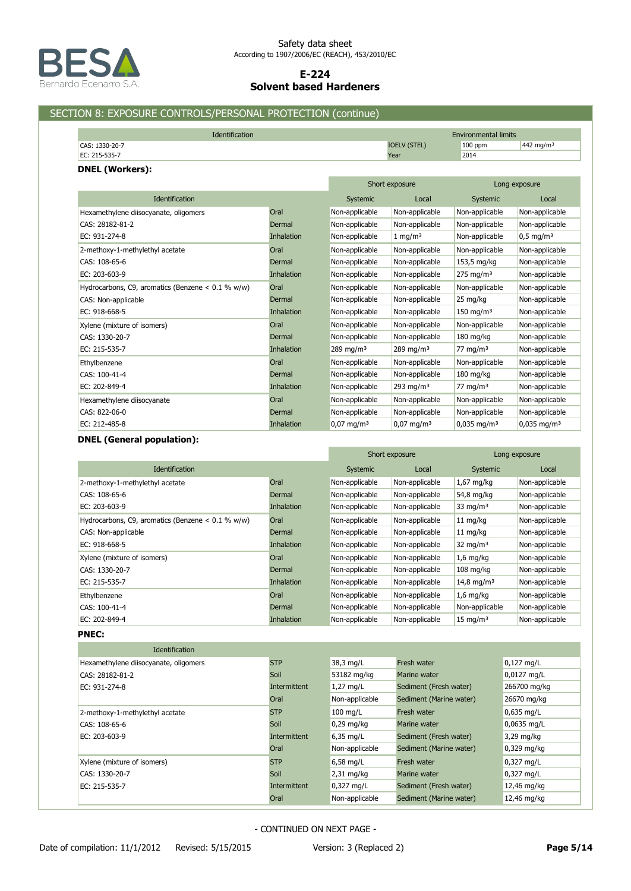## SECTION 8: EXPOSURE CONTROLS/PERSONAL PROTECTION (continue)

| Identification | Environmental limits | | |
|---|---|---|---|
| CAS: 1330-20-7 | IOELV (STEL) | 100 ppm | 442 mg/m³ |
| EC: 215-535-7 | Year | 2014 | |

**DNEL (Workers):**

| | | Short exposure | | Long exposure | |
|---|---|---|---|---|---|
| Identification | | Systemic | Local | Systemic | Local |
| Hexamethylene diisocyanate, oligomers | Oral | Non-applicable | Non-applicable | Non-applicable | Non-applicable |
| CAS: 28182-81-2 | Dermal | Non-applicable | Non-applicable | Non-applicable | Non-applicable |
| EC: 931-274-8 | Inhalation | Non-applicable | 1 mg/m³ | Non-applicable | 0,5 mg/m³ |
| 2-methoxy-1-methylethyl acetate | Oral | Non-applicable | Non-applicable | Non-applicable | Non-applicable |
| CAS: 108-65-6 | Dermal | Non-applicable | Non-applicable | 153,5 mg/kg | Non-applicable |
| EC: 203-603-9 | Inhalation | Non-applicable | Non-applicable | 275 mg/m³ | Non-applicable |
| Hydrocarbons, C9, aromatics (Benzene < 0.1 % w/w) | Oral | Non-applicable | Non-applicable | Non-applicable | Non-applicable |
| CAS: Non-applicable | Dermal | Non-applicable | Non-applicable | 25 mg/kg | Non-applicable |
| EC: 918-668-5 | Inhalation | Non-applicable | Non-applicable | 150 mg/m³ | Non-applicable |
| Xylene (mixture of isomers) | Oral | Non-applicable | Non-applicable | Non-applicable | Non-applicable |
| CAS: 1330-20-7 | Dermal | Non-applicable | Non-applicable | 180 mg/kg | Non-applicable |
| EC: 215-535-7 | Inhalation | 289 mg/m³ | 289 mg/m³ | 77 mg/m³ | Non-applicable |
| Ethylbenzene | Oral | Non-applicable | Non-applicable | Non-applicable | Non-applicable |
| CAS: 100-41-4 | Dermal | Non-applicable | Non-applicable | 180 mg/kg | Non-applicable |
| EC: 202-849-4 | Inhalation | Non-applicable | 293 mg/m³ | 77 mg/m³ | Non-applicable |
| Hexamethylene diisocyanate | Oral | Non-applicable | Non-applicable | Non-applicable | Non-applicable |
| CAS: 822-06-0 | Dermal | Non-applicable | Non-applicable | Non-applicable | Non-applicable |
| EC: 212-485-8 | Inhalation | 0,07 mg/m³ | 0,07 mg/m³ | 0,035 mg/m³ | 0,035 mg/m³ |

**DNEL (General population):**

| | | Short exposure | | Long exposure | |
|---|---|---|---|---|---|
| Identification | | Systemic | Local | Systemic | Local |
| 2-methoxy-1-methylethyl acetate | Oral | Non-applicable | Non-applicable | 1,67 mg/kg | Non-applicable |
| CAS: 108-65-6 | Dermal | Non-applicable | Non-applicable | 54,8 mg/kg | Non-applicable |
| EC: 203-603-9 | Inhalation | Non-applicable | Non-applicable | 33 mg/m³ | Non-applicable |
| Hydrocarbons, C9, aromatics (Benzene < 0.1 % w/w) | Oral | Non-applicable | Non-applicable | 11 mg/kg | Non-applicable |
| CAS: Non-applicable | Dermal | Non-applicable | Non-applicable | 11 mg/kg | Non-applicable |
| EC: 918-668-5 | Inhalation | Non-applicable | Non-applicable | 32 mg/m³ | Non-applicable |
| Xylene (mixture of isomers) | Oral | Non-applicable | Non-applicable | 1,6 mg/kg | Non-applicable |
| CAS: 1330-20-7 | Dermal | Non-applicable | Non-applicable | 108 mg/kg | Non-applicable |
| EC: 215-535-7 | Inhalation | Non-applicable | Non-applicable | 14,8 mg/m³ | Non-applicable |
| Ethylbenzene | Oral | Non-applicable | Non-applicable | 1,6 mg/kg | Non-applicable |
| CAS: 100-41-4 | Dermal | Non-applicable | Non-applicable | Non-applicable | Non-applicable |
| EC: 202-849-4 | Inhalation | Non-applicable | Non-applicable | 15 mg/m³ | Non-applicable |

**PNEC:**

| Identification | | | | |
|---|---|---|---|---|
| Hexamethylene diisocyanate, oligomers | STP | 38,3 mg/L | Fresh water | 0,127 mg/L |
| CAS: 28182-81-2 | Soil | 53182 mg/kg | Marine water | 0,0127 mg/L |
| EC: 931-274-8 | Intermittent | 1,27 mg/L | Sediment (Fresh water) | 266700 mg/kg |
| | Oral | Non-applicable | Sediment (Marine water) | 26670 mg/kg |
| 2-methoxy-1-methylethyl acetate | STP | 100 mg/L | Fresh water | 0,635 mg/L |
| CAS: 108-65-6 | Soil | 0,29 mg/kg | Marine water | 0,0635 mg/L |
| EC: 203-603-9 | Intermittent | 6,35 mg/L | Sediment (Fresh water) | 3,29 mg/kg |
| | Oral | Non-applicable | Sediment (Marine water) | 0,329 mg/kg |
| Xylene (mixture of isomers) | STP | 6,58 mg/L | Fresh water | 0,327 mg/L |
| CAS: 1330-20-7 | Soil | 2,31 mg/kg | Marine water | 0,327 mg/L |
| EC: 215-535-7 | Intermittent | 0,327 mg/L | Sediment (Fresh water) | 12,46 mg/kg |
| | Oral | Non-applicable | Sediment (Marine water) | 12,46 mg/kg |

- CONTINUED ON NEXT PAGE -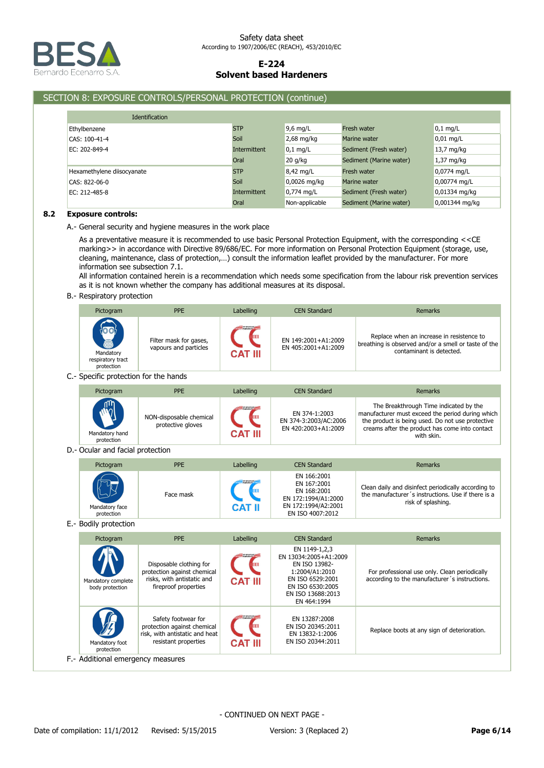## SECTION 8: EXPOSURE CONTROLS/PERSONAL PROTECTION (continue)

| Identification | | | | |
|---|---|---|---|---|
| Ethylbenzene | STP | 9,6 mg/L | Fresh water | 0,1 mg/L |
| CAS: 100-41-4 | Soil | 2,68 mg/kg | Marine water | 0,01 mg/L |
| EC: 202-849-4 | Intermittent | 0,1 mg/L | Sediment (Fresh water) | 13,7 mg/kg |
| | Oral | 20 g/kg | Sediment (Marine water) | 1,37 mg/kg |
| Hexamethylene diisocyanate | STP | 8,42 mg/L | Fresh water | 0,0774 mg/L |
| CAS: 822-06-0 | Soil | 0,0026 mg/kg | Marine water | 0,00774 mg/L |
| EC: 212-485-8 | Intermittent | 0,774 mg/L | Sediment (Fresh water) | 0,01334 mg/kg |
| | Oral | Non-applicable | Sediment (Marine water) | 0,001344 mg/kg |

### 8.2 Exposure controls:

A.- General security and hygiene measures in the work place

As a preventative measure it is recommended to use basic Personal Protection Equipment, with the corresponding <<CE marking>> in accordance with Directive 89/686/EC. For more information on Personal Protection Equipment (storage, use, cleaning, maintenance, class of protection,…) consult the information leaflet provided by the manufacturer. For more information see subsection 7.1.

All information contained herein is a recommendation which needs some specification from the labour risk prevention services as it is not known whether the company has additional measures at its disposal.

B.- Respiratory protection

| Pictogram | PPE | Labelling | CEN Standard | Remarks |
|---|---|---|---|---|
| Mandatory respiratory tract protection | Filter mask for gases, vapours and particles | CAT III | EN 149:2001+A1:2009<br>EN 405:2001+A1:2009 | Replace when an increase in resistence to breathing is observed and/or a smell or taste of the contaminant is detected. |

C.- Specific protection for the hands

| Pictogram | PPE | Labelling | CEN Standard | Remarks |
|---|---|---|---|---|
| Mandatory hand protection | NON-disposable chemical protective gloves | CAT III | EN 374-1:2003<br>EN 374-3:2003/AC:2006<br>EN 420:2003+A1:2009 | The Breakthrough Time indicated by the manufacturer must exceed the period during which the product is being used. Do not use protective creams after the product has come into contact with skin. |

D.- Ocular and facial protection

| Pictogram | PPE | Labelling | CEN Standard | Remarks |
|---|---|---|---|---|
| Mandatory face protection | Face mask | CAT II | EN 166:2001<br>EN 167:2001<br>EN 168:2001<br>EN 172:1994/A1:2000<br>EN 172:1994/A2:2001<br>EN ISO 4007:2012 | Clean daily and disinfect periodically according to the manufacturer´s instructions. Use if there is a risk of splashing. |

E.- Bodily protection

| Pictogram | PPE | Labelling | CEN Standard | Remarks |
|---|---|---|---|---|
| Mandatory complete body protection | Disposable clothing for protection against chemical risks, with antistatic and fireproof properties | CAT III | EN 1149-1,2,3<br>EN 13034:2005+A1:2009<br>EN ISO 13982-1:2004/A1:2010<br>EN ISO 6529:2001<br>EN ISO 6530:2005<br>EN ISO 13688:2013<br>EN 464:1994 | For professional use only. Clean periodically according to the manufacturer´s instructions. |
| Mandatory foot protection | Safety footwear for protection against chemical risk, with antistatic and heat resistant properties | CAT III | EN 13287:2008<br>EN ISO 20345:2011<br>EN 13832-1:2006<br>EN ISO 20344:2011 | Replace boots at any sign of deterioration. |

F.- Additional emergency measures

- CONTINUED ON NEXT PAGE -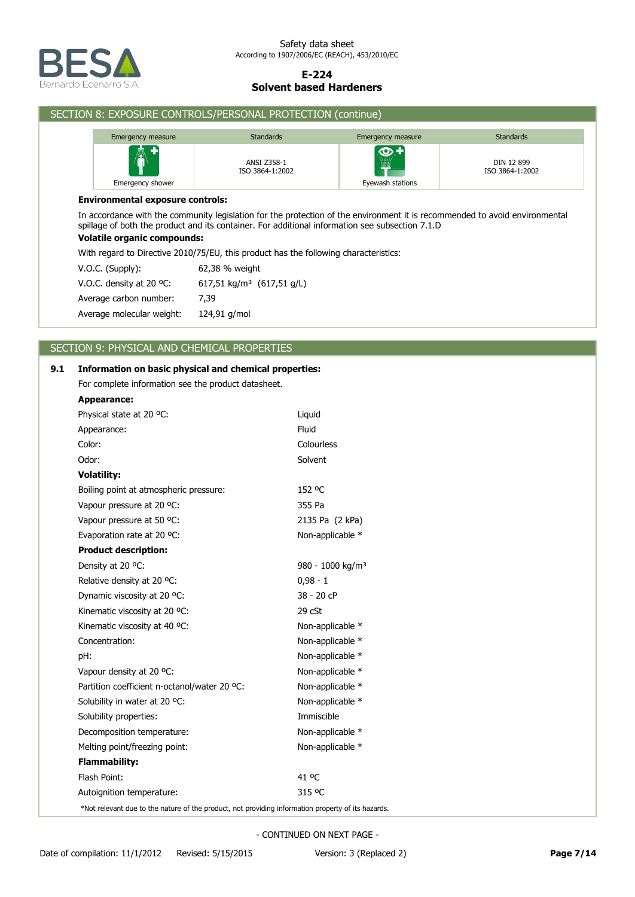## SECTION 8: EXPOSURE CONTROLS/PERSONAL PROTECTION (continue)

| Emergency measure | Standards | Emergency measure | Standards |
|---|---|---|---|
| Emergency shower | ANSI Z358-1<br>ISO 3864-1:2002 | Eyewash stations | DIN 12 899<br>ISO 3864-1:2002 |

**Environmental exposure controls:**

In accordance with the community legislation for the protection of the environment it is recommended to avoid environmental spillage of both the product and its container. For additional information see subsection 7.1.D

**Volatile organic compounds:**

With regard to Directive 2010/75/EU, this product has the following characteristics:

| | |
|---|---|
| V.O.C. (Supply): | 62,38 % weight |
| V.O.C. density at 20 ºC: | 617,51 kg/m³ (617,51 g/L) |
| Average carbon number: | 7,39 |
| Average molecular weight: | 124,91 g/mol |

## SECTION 9: PHYSICAL AND CHEMICAL PROPERTIES

**9.1 Information on basic physical and chemical properties:**

For complete information see the product datasheet.

**Appearance:**

| | |
|---|---|
| Physical state at 20 ºC: | Liquid |
| Appearance: | Fluid |
| Color: | Colourless |
| Odor: | Solvent |

**Volatility:**

| | |
|---|---|
| Boiling point at atmospheric pressure: | 152 ºC |
| Vapour pressure at 20 ºC: | 355 Pa |
| Vapour pressure at 50 ºC: | 2135 Pa (2 kPa) |
| Evaporation rate at 20 ºC: | Non-applicable * |

**Product description:**

| | |
|---|---|
| Density at 20 ºC: | 980 - 1000 kg/m³ |
| Relative density at 20 ºC: | 0,98 - 1 |
| Dynamic viscosity at 20 ºC: | 38 - 20 cP |
| Kinematic viscosity at 20 ºC: | 29 cSt |
| Kinematic viscosity at 40 ºC: | Non-applicable * |
| Concentration: | Non-applicable * |
| pH: | Non-applicable * |
| Vapour density at 20 ºC: | Non-applicable * |
| Partition coefficient n-octanol/water 20 ºC: | Non-applicable * |
| Solubility in water at 20 ºC: | Non-applicable * |
| Solubility properties: | Immiscible |
| Decomposition temperature: | Non-applicable * |
| Melting point/freezing point: | Non-applicable * |

**Flammability:**

| | |
|---|---|
| Flash Point: | 41 ºC |
| Autoignition temperature: | 315 ºC |

*Not relevant due to the nature of the product, not providing information property of its hazards.

- CONTINUED ON NEXT PAGE -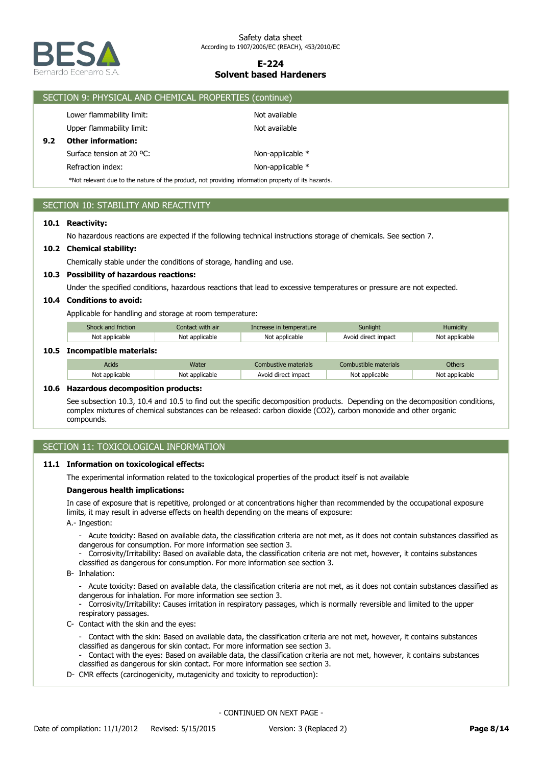## SECTION 9: PHYSICAL AND CHEMICAL PROPERTIES (continue)

Lower flammability limit: Not available

Upper flammability limit: Not available

**9.2 Other information:**

Surface tension at 20 ºC: Non-applicable *

Refraction index: Non-applicable *

*Not relevant due to the nature of the product, not providing information property of its hazards.

## SECTION 10: STABILITY AND REACTIVITY

**10.1 Reactivity:**

No hazardous reactions are expected if the following technical instructions storage of chemicals. See section 7.

**10.2 Chemical stability:**

Chemically stable under the conditions of storage, handling and use.

**10.3 Possibility of hazardous reactions:**

Under the specified conditions, hazardous reactions that lead to excessive temperatures or pressure are not expected.

**10.4 Conditions to avoid:**

Applicable for handling and storage at room temperature:

| Shock and friction | Contact with air | Increase in temperature | Sunlight | Humidity |
|---|---|---|---|---|
| Not applicable | Not applicable | Not applicable | Avoid direct impact | Not applicable |

**10.5 Incompatible materials:**

| Acids | Water | Combustive materials | Combustible materials | Others |
|---|---|---|---|---|
| Not applicable | Not applicable | Avoid direct impact | Not applicable | Not applicable |

**10.6 Hazardous decomposition products:**

See subsection 10.3, 10.4 and 10.5 to find out the specific decomposition products. Depending on the decomposition conditions, complex mixtures of chemical substances can be released: carbon dioxide ($CO_2$), carbon monoxide and other organic compounds.

## SECTION 11: TOXICOLOGICAL INFORMATION

**11.1 Information on toxicological effects:**

The experimental information related to the toxicological properties of the product itself is not available

**Dangerous health implications:**

In case of exposure that is repetitive, prolonged or at concentrations higher than recommended by the occupational exposure limits, it may result in adverse effects on health depending on the means of exposure:

A.- Ingestion:

- Acute toxicity: Based on available data, the classification criteria are not met, as it does not contain substances classified as dangerous for consumption. For more information see section 3.
- Corrosivity/Irritability: Based on available data, the classification criteria are not met, however, it contains substances classified as dangerous for consumption. For more information see section 3.

B- Inhalation:

- Acute toxicity: Based on available data, the classification criteria are not met, as it does not contain substances classified as dangerous for inhalation. For more information see section 3.
- Corrosivity/Irritability: Causes irritation in respiratory passages, which is normally reversible and limited to the upper respiratory passages.

C- Contact with the skin and the eyes:

- Contact with the skin: Based on available data, the classification criteria are not met, however, it contains substances classified as dangerous for skin contact. For more information see section 3.
- Contact with the eyes: Based on available data, the classification criteria are not met, however, it contains substances classified as dangerous for skin contact. For more information see section 3.

D- CMR effects (carcinogenicity, mutagenicity and toxicity to reproduction):

- CONTINUED ON NEXT PAGE -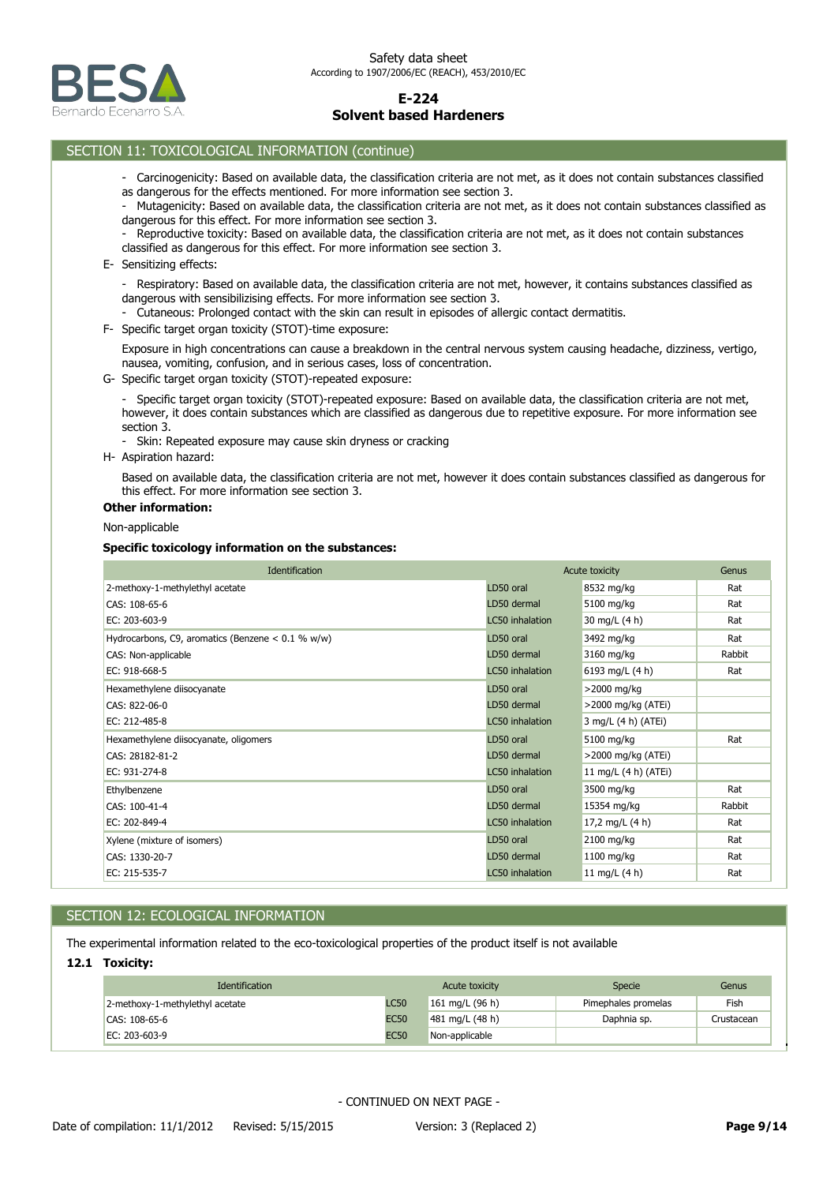## SECTION 11: TOXICOLOGICAL INFORMATION (continue)

- Carcinogenicity: Based on available data, the classification criteria are not met, as it does not contain substances classified as dangerous for the effects mentioned. For more information see section 3.
- Mutagenicity: Based on available data, the classification criteria are not met, as it does not contain substances classified as dangerous for this effect. For more information see section 3.
- Reproductive toxicity: Based on available data, the classification criteria are not met, as it does not contain substances classified as dangerous for this effect. For more information see section 3.

E- Sensitizing effects:

- Respiratory: Based on available data, the classification criteria are not met, however, it contains substances classified as dangerous with sensibilizising effects. For more information see section 3.
- Cutaneous: Prolonged contact with the skin can result in episodes of allergic contact dermatitis.

F- Specific target organ toxicity (STOT)-time exposure:

Exposure in high concentrations can cause a breakdown in the central nervous system causing headache, dizziness, vertigo, nausea, vomiting, confusion, and in serious cases, loss of concentration.

G- Specific target organ toxicity (STOT)-repeated exposure:

- Specific target organ toxicity (STOT)-repeated exposure: Based on available data, the classification criteria are not met, however, it does contain substances which are classified as dangerous due to repetitive exposure. For more information see section 3.
- Skin: Repeated exposure may cause skin dryness or cracking

H- Aspiration hazard:

Based on available data, the classification criteria are not met, however it does contain substances classified as dangerous for this effect. For more information see section 3.

**Other information:**

Non-applicable

**Specific toxicology information on the substances:**

| Identification | Acute toxicity | | Genus |
|---|---|---|---|
| 2-methoxy-1-methylethyl acetate | LD50 oral | 8532 mg/kg | Rat |
| CAS: 108-65-6 | LD50 dermal | 5100 mg/kg | Rat |
| EC: 203-603-9 | LC50 inhalation | 30 mg/L (4 h) | Rat |
| Hydrocarbons, C9, aromatics (Benzene < 0.1 % w/w) | LD50 oral | 3492 mg/kg | Rat |
| CAS: Non-applicable | LD50 dermal | 3160 mg/kg | Rabbit |
| EC: 918-668-5 | LC50 inhalation | 6193 mg/L (4 h) | Rat |
| Hexamethylene diisocyanate | LD50 oral | >2000 mg/kg | |
| CAS: 822-06-0 | LD50 dermal | >2000 mg/kg (ATEi) | |
| EC: 212-485-8 | LC50 inhalation | 3 mg/L (4 h) (ATEi) | |
| Hexamethylene diisocyanate, oligomers | LD50 oral | 5100 mg/kg | Rat |
| CAS: 28182-81-2 | LD50 dermal | >2000 mg/kg (ATEi) | |
| EC: 931-274-8 | LC50 inhalation | 11 mg/L (4 h) (ATEi) | |
| Ethylbenzene | LD50 oral | 3500 mg/kg | Rat |
| CAS: 100-41-4 | LD50 dermal | 15354 mg/kg | Rabbit |
| EC: 202-849-4 | LC50 inhalation | 17,2 mg/L (4 h) | Rat |
| Xylene (mixture of isomers) | LD50 oral | 2100 mg/kg | Rat |
| CAS: 1330-20-7 | LD50 dermal | 1100 mg/kg | Rat |
| EC: 215-535-7 | LC50 inhalation | 11 mg/L (4 h) | Rat |

## SECTION 12: ECOLOGICAL INFORMATION

The experimental information related to the eco-toxicological properties of the product itself is not available

### 12.1 Toxicity:

| Identification | Acute toxicity | | Specie | Genus |
|---|---|---|---|---|
| 2-methoxy-1-methylethyl acetate | LC50 | 161 mg/L (96 h) | Pimephales promelas | Fish |
| CAS: 108-65-6 | EC50 | 481 mg/L (48 h) | Daphnia sp. | Crustacean |
| EC: 203-603-9 | EC50 | Non-applicable | | |

- CONTINUED ON NEXT PAGE -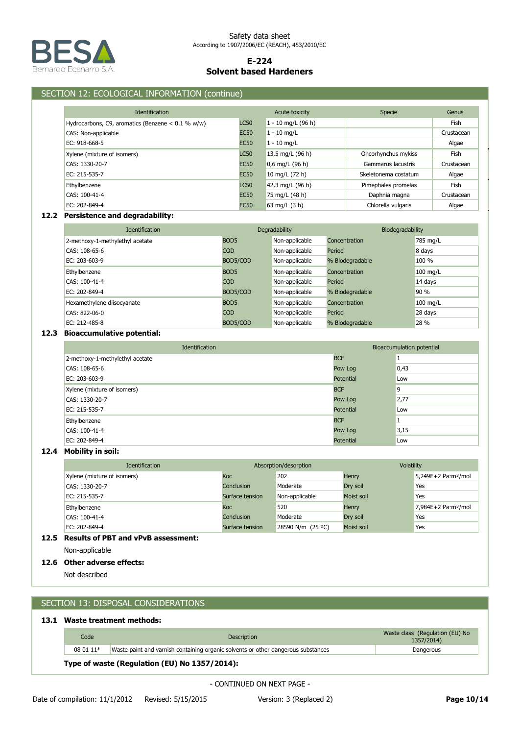## SECTION 12: ECOLOGICAL INFORMATION (continue)

| Identification | | Acute toxicity | Specie | Genus |
|---|---|---|---|---|
| Hydrocarbons, C9, aromatics (Benzene < 0.1 % w/w) | LC50 | 1 - 10 mg/L (96 h) | | Fish |
| CAS: Non-applicable | EC50 | 1 - 10 mg/L | | Crustacean |
| EC: 918-668-5 | EC50 | 1 - 10 mg/L | | Algae |
| Xylene (mixture of isomers) | LC50 | 13,5 mg/L (96 h) | Oncorhynchus mykiss | Fish |
| CAS: 1330-20-7 | EC50 | 0,6 mg/L (96 h) | Gammarus lacustris | Crustacean |
| EC: 215-535-7 | EC50 | 10 mg/L (72 h) | Skeletonema costatum | Algae |
| Ethylbenzene | LC50 | 42,3 mg/L (96 h) | Pimephales promelas | Fish |
| CAS: 100-41-4 | EC50 | 75 mg/L (48 h) | Daphnia magna | Crustacean |
| EC: 202-849-4 | EC50 | 63 mg/L (3 h) | Chlorella vulgaris | Algae |

### 12.2 Persistence and degradability:

| Identification | Degradability | | Biodegradability | |
|---|---|---|---|---|
| 2-methoxy-1-methylethyl acetate | BOD5 | Non-applicable | Concentration | 785 mg/L |
| CAS: 108-65-6 | COD | Non-applicable | Period | 8 days |
| EC: 203-603-9 | BOD5/COD | Non-applicable | % Biodegradable | 100 % |
| Ethylbenzene | BOD5 | Non-applicable | Concentration | 100 mg/L |
| CAS: 100-41-4 | COD | Non-applicable | Period | 14 days |
| EC: 202-849-4 | BOD5/COD | Non-applicable | % Biodegradable | 90 % |
| Hexamethylene diisocyanate | BOD5 | Non-applicable | Concentration | 100 mg/L |
| CAS: 822-06-0 | COD | Non-applicable | Period | 28 days |
| EC: 212-485-8 | BOD5/COD | Non-applicable | % Biodegradable | 28 % |

### 12.3 Bioaccumulative potential:

| Identification | Bioaccumulation potential | |
|---|---|---|
| 2-methoxy-1-methylethyl acetate | BCF | 1 |
| CAS: 108-65-6 | Pow Log | 0,43 |
| EC: 203-603-9 | Potential | Low |
| Xylene (mixture of isomers) | BCF | 9 |
| CAS: 1330-20-7 | Pow Log | 2,77 |
| EC: 215-535-7 | Potential | Low |
| Ethylbenzene | BCF | 1 |
| CAS: 100-41-4 | Pow Log | 3,15 |
| EC: 202-849-4 | Potential | Low |

### 12.4 Mobility in soil:

| Identification | Absorption/desorption | | Volatility | |
|---|---|---|---|---|
| Xylene (mixture of isomers) | Koc | 202 | Henry | 5,249E+2 Pa·m³/mol |
| CAS: 1330-20-7 | Conclusion | Moderate | Dry soil | Yes |
| EC: 215-535-7 | Surface tension | Non-applicable | Moist soil | Yes |
| Ethylbenzene | Koc | 520 | Henry | 7,984E+2 Pa·m³/mol |
| CAS: 100-41-4 | Conclusion | Moderate | Dry soil | Yes |
| EC: 202-849-4 | Surface tension | 28590 N/m (25 ºC) | Moist soil | Yes |

### 12.5 Results of PBT and vPvB assessment:

Non-applicable

### 12.6 Other adverse effects:

Not described

## SECTION 13: DISPOSAL CONSIDERATIONS

### 13.1 Waste treatment methods:

| Code | Description | Waste class (Regulation (EU) No 1357/2014) |
|---|---|---|
| 08 01 11* | Waste paint and varnish containing organic solvents or other dangerous substances | Dangerous |

**Type of waste (Regulation (EU) No 1357/2014):**

- CONTINUED ON NEXT PAGE -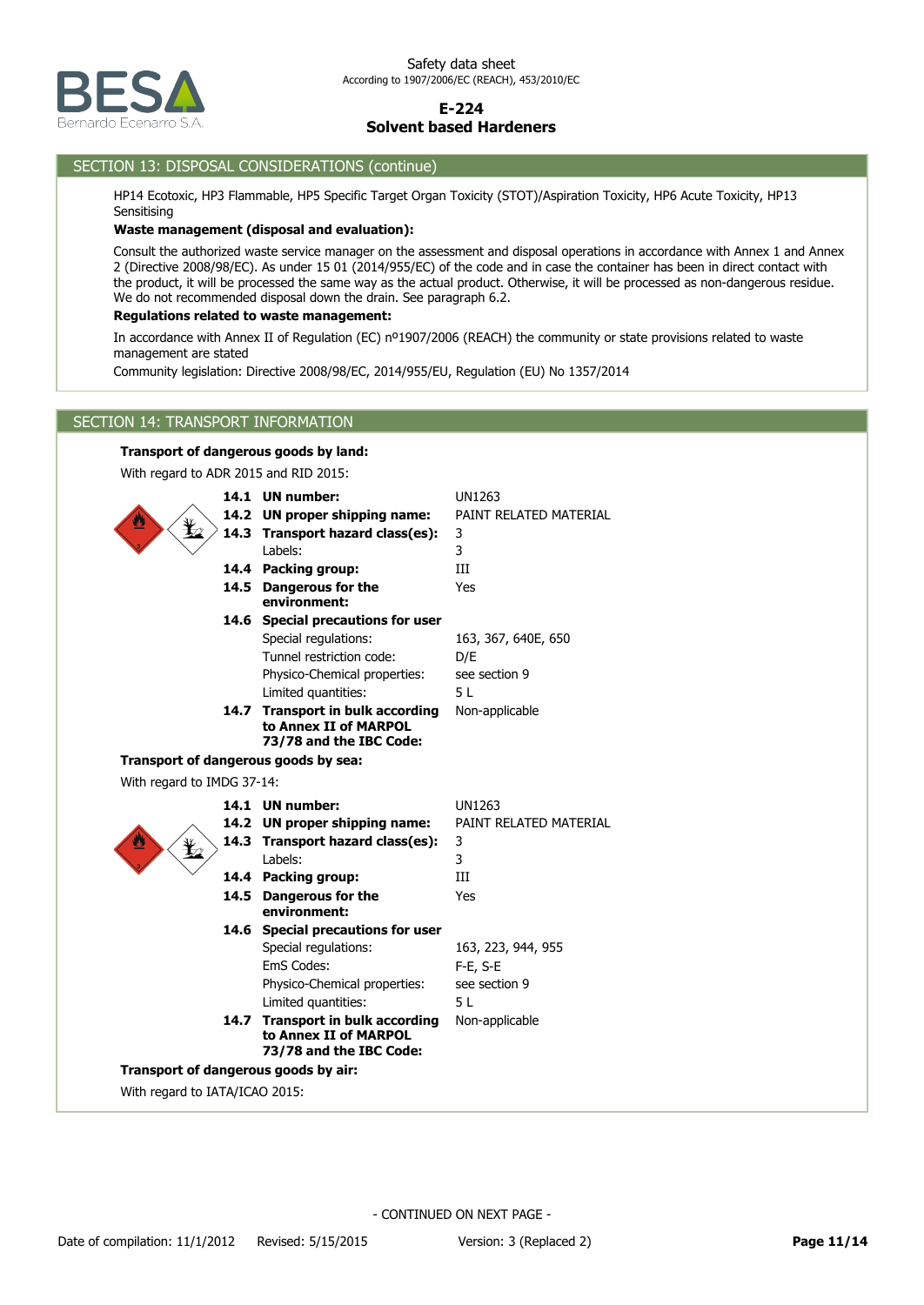## SECTION 13: DISPOSAL CONSIDERATIONS (continue)

HP14 Ecotoxic, HP3 Flammable, HP5 Specific Target Organ Toxicity (STOT)/Aspiration Toxicity, HP6 Acute Toxicity, HP13 Sensitising

**Waste management (disposal and evaluation):**

Consult the authorized waste service manager on the assessment and disposal operations in accordance with Annex 1 and Annex 2 (Directive 2008/98/EC). As under 15 01 (2014/955/EC) of the code and in case the container has been in direct contact with the product, it will be processed the same way as the actual product. Otherwise, it will be processed as non-dangerous residue. We do not recommended disposal down the drain. See paragraph 6.2.

**Regulations related to waste management:**

In accordance with Annex II of Regulation (EC) nº1907/2006 (REACH) the community or state provisions related to waste management are stated

Community legislation: Directive 2008/98/EC, 2014/955/EU, Regulation (EU) No 1357/2014

## SECTION 14: TRANSPORT INFORMATION

**Transport of dangerous goods by land:**

With regard to ADR 2015 and RID 2015:

| | |
|---|---|
| **14.1 UN number:** | UN1263 |
| **14.2 UN proper shipping name:** | PAINT RELATED MATERIAL |
| **14.3 Transport hazard class(es):** | 3 |
| Labels: | 3 |
| **14.4 Packing group:** | III |
| **14.5 Dangerous for the environment:** | Yes |
| **14.6 Special precautions for user** | |
| Special regulations: | 163, 367, 640E, 650 |
| Tunnel restriction code: | D/E |
| Physico-Chemical properties: | see section 9 |
| Limited quantities: | 5 L |
| **14.7 Transport in bulk according to Annex II of MARPOL 73/78 and the IBC Code:** | Non-applicable |

**Transport of dangerous goods by sea:**

With regard to IMDG 37-14:

| | |
|---|---|
| **14.1 UN number:** | UN1263 |
| **14.2 UN proper shipping name:** | PAINT RELATED MATERIAL |
| **14.3 Transport hazard class(es):** | 3 |
| Labels: | 3 |
| **14.4 Packing group:** | III |
| **14.5 Dangerous for the environment:** | Yes |
| **14.6 Special precautions for user** | |
| Special regulations: | 163, 223, 944, 955 |
| EmS Codes: | F-E, S-E |
| Physico-Chemical properties: | see section 9 |
| Limited quantities: | 5 L |
| **14.7 Transport in bulk according to Annex II of MARPOL 73/78 and the IBC Code:** | Non-applicable |

**Transport of dangerous goods by air:**

With regard to IATA/ICAO 2015:

- CONTINUED ON NEXT PAGE -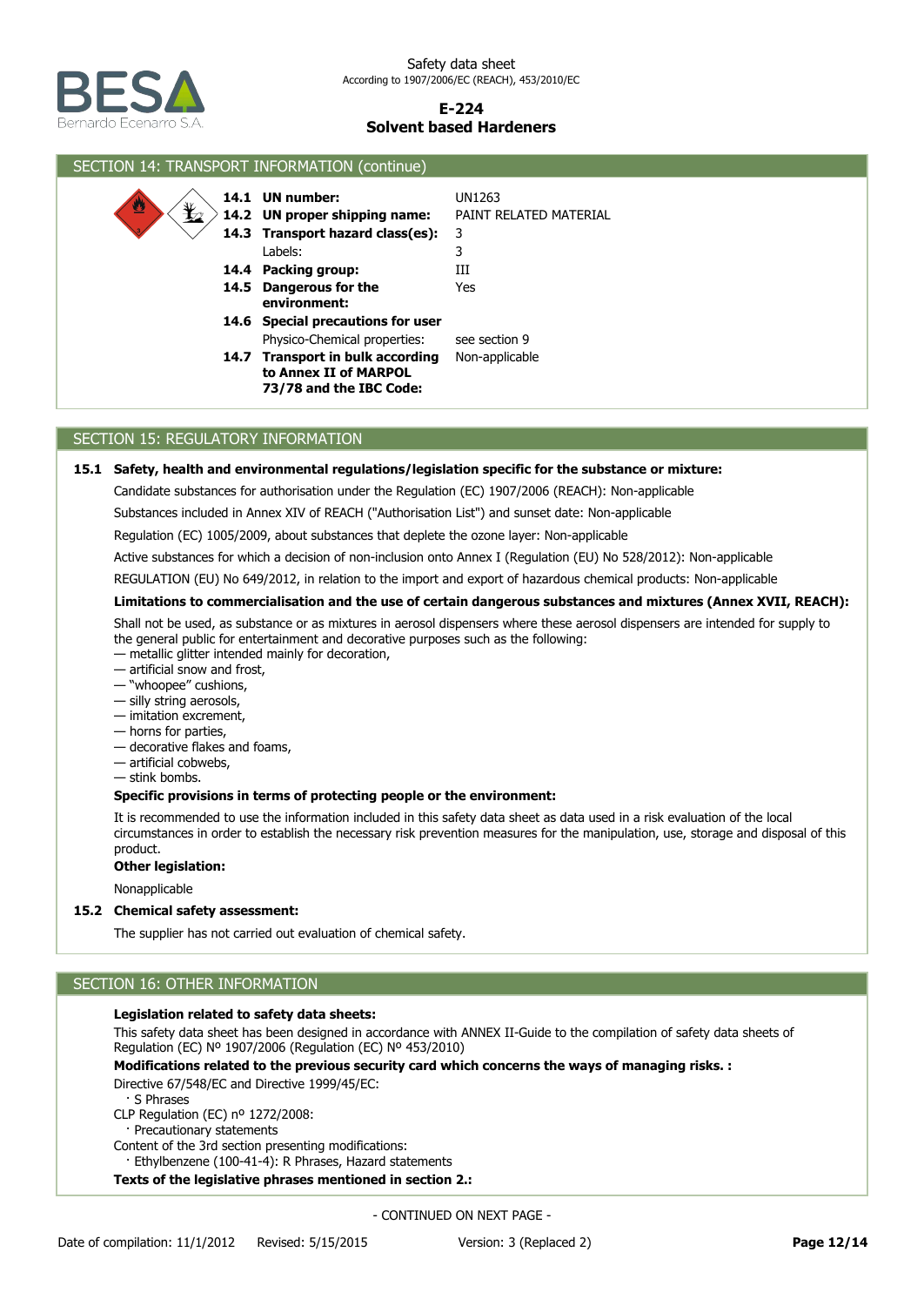## SECTION 14: TRANSPORT INFORMATION (continue)

| | | |
|---|---|---|
| **14.1** | **UN number:** | UN1263 |
| **14.2** | **UN proper shipping name:** | PAINT RELATED MATERIAL |
| **14.3** | **Transport hazard class(es):** | 3 |
| | Labels: | 3 |
| **14.4** | **Packing group:** | III |
| **14.5** | **Dangerous for the environment:** | Yes |
| **14.6** | **Special precautions for user** | |
| | Physico-Chemical properties: | see section 9 |
| **14.7** | **Transport in bulk according to Annex II of MARPOL 73/78 and the IBC Code:** | Non-applicable |

## SECTION 15: REGULATORY INFORMATION

**15.1 Safety, health and environmental regulations/legislation specific for the substance or mixture:**

Candidate substances for authorisation under the Regulation (EC) 1907/2006 (REACH): Non-applicable

Substances included in Annex XIV of REACH ("Authorisation List") and sunset date: Non-applicable

Regulation (EC) 1005/2009, about substances that deplete the ozone layer: Non-applicable

Active substances for which a decision of non-inclusion onto Annex I (Regulation (EU) No 528/2012): Non-applicable

REGULATION (EU) No 649/2012, in relation to the import and export of hazardous chemical products: Non-applicable

**Limitations to commercialisation and the use of certain dangerous substances and mixtures (Annex XVII, REACH):**

Shall not be used, as substance or as mixtures in aerosol dispensers where these aerosol dispensers are intended for supply to the general public for entertainment and decorative purposes such as the following:
— metallic glitter intended mainly for decoration,
— artificial snow and frost,
— "whoopee" cushions,
— silly string aerosols,
— imitation excrement,
— horns for parties,
— decorative flakes and foams,
— artificial cobwebs,
— stink bombs.

**Specific provisions in terms of protecting people or the environment:**

It is recommended to use the information included in this safety data sheet as data used in a risk evaluation of the local circumstances in order to establish the necessary risk prevention measures for the manipulation, use, storage and disposal of this product.

**Other legislation:**

Nonapplicable

**15.2 Chemical safety assessment:**

The supplier has not carried out evaluation of chemical safety.

## SECTION 16: OTHER INFORMATION

**Legislation related to safety data sheets:**

This safety data sheet has been designed in accordance with ANNEX II-Guide to the compilation of safety data sheets of Regulation (EC) Nº 1907/2006 (Regulation (EC) Nº 453/2010)

**Modifications related to the previous security card which concerns the ways of managing risks. :**

Directive 67/548/EC and Directive 1999/45/EC:
· S Phrases
CLP Regulation (EC) nº 1272/2008:
· Precautionary statements
Content of the 3rd section presenting modifications:
· Ethylbenzene (100-41-4): R Phrases, Hazard statements

**Texts of the legislative phrases mentioned in section 2.:**

- CONTINUED ON NEXT PAGE -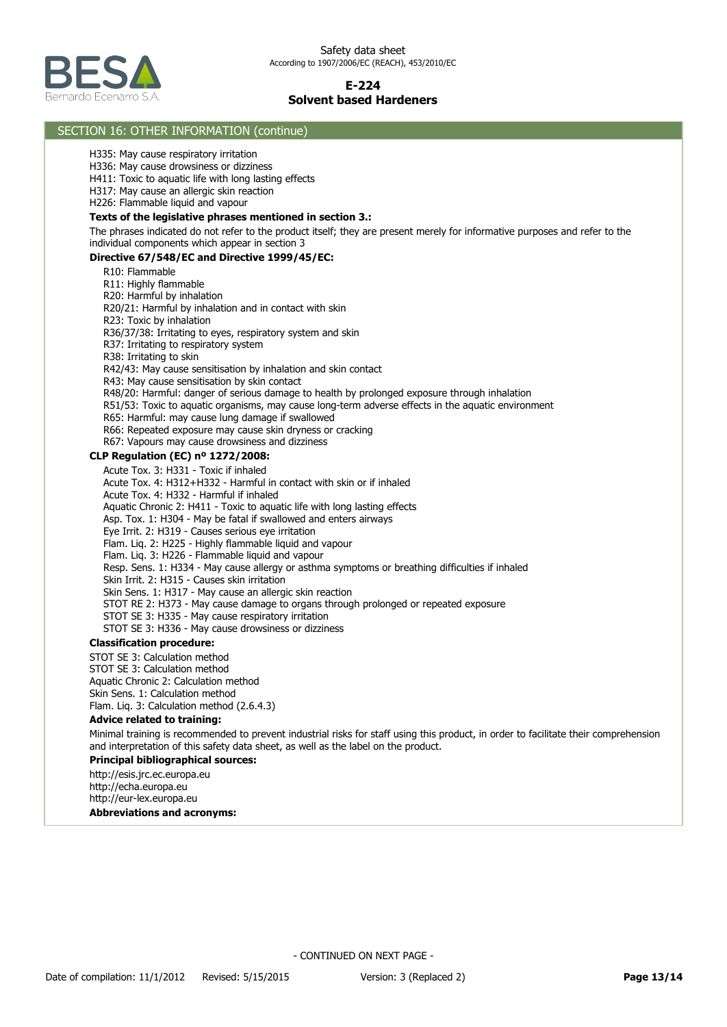## SECTION 16: OTHER INFORMATION (continue)

H335: May cause respiratory irritation
H336: May cause drowsiness or dizziness
H411: Toxic to aquatic life with long lasting effects
H317: May cause an allergic skin reaction
H226: Flammable liquid and vapour

**Texts of the legislative phrases mentioned in section 3.:**

The phrases indicated do not refer to the product itself; they are present merely for informative purposes and refer to the individual components which appear in section 3

**Directive 67/548/EC and Directive 1999/45/EC:**

R10: Flammable
R11: Highly flammable
R20: Harmful by inhalation
R20/21: Harmful by inhalation and in contact with skin
R23: Toxic by inhalation
R36/37/38: Irritating to eyes, respiratory system and skin
R37: Irritating to respiratory system
R38: Irritating to skin
R42/43: May cause sensitisation by inhalation and skin contact
R43: May cause sensitisation by skin contact
R48/20: Harmful: danger of serious damage to health by prolonged exposure through inhalation
R51/53: Toxic to aquatic organisms, may cause long-term adverse effects in the aquatic environment
R65: Harmful: may cause lung damage if swallowed
R66: Repeated exposure may cause skin dryness or cracking
R67: Vapours may cause drowsiness and dizziness

**CLP Regulation (EC) nº 1272/2008:**

Acute Tox. 3: H331 - Toxic if inhaled
Acute Tox. 4: H312+H332 - Harmful in contact with skin or if inhaled
Acute Tox. 4: H332 - Harmful if inhaled
Aquatic Chronic 2: H411 - Toxic to aquatic life with long lasting effects
Asp. Tox. 1: H304 - May be fatal if swallowed and enters airways
Eye Irrit. 2: H319 - Causes serious eye irritation
Flam. Liq. 2: H225 - Highly flammable liquid and vapour
Flam. Liq. 3: H226 - Flammable liquid and vapour
Resp. Sens. 1: H334 - May cause allergy or asthma symptoms or breathing difficulties if inhaled
Skin Irrit. 2: H315 - Causes skin irritation
Skin Sens. 1: H317 - May cause an allergic skin reaction
STOT RE 2: H373 - May cause damage to organs through prolonged or repeated exposure
STOT SE 3: H335 - May cause respiratory irritation
STOT SE 3: H336 - May cause drowsiness or dizziness

**Classification procedure:**

STOT SE 3: Calculation method
STOT SE 3: Calculation method
Aquatic Chronic 2: Calculation method
Skin Sens. 1: Calculation method
Flam. Liq. 3: Calculation method (2.6.4.3)

**Advice related to training:**

Minimal training is recommended to prevent industrial risks for staff using this product, in order to facilitate their comprehension and interpretation of this safety data sheet, as well as the label on the product.

**Principal bibliographical sources:**

http://esis.jrc.ec.europa.eu
http://echa.europa.eu
http://eur-lex.europa.eu

**Abbreviations and acronyms:**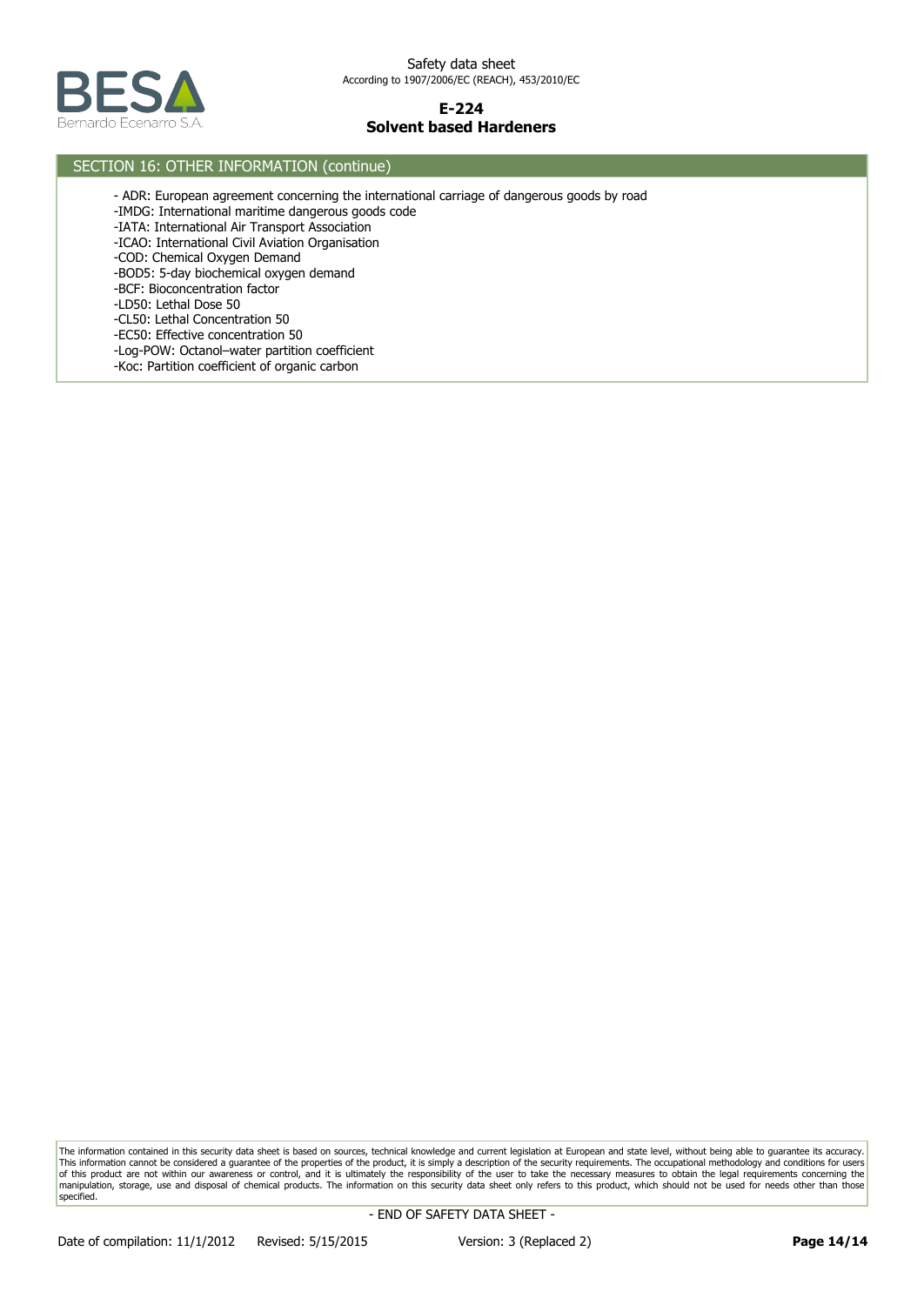## SECTION 16: OTHER INFORMATION (continue)

- ADR: European agreement concerning the international carriage of dangerous goods by road
- IMDG: International maritime dangerous goods code
- IATA: International Air Transport Association
- ICAO: International Civil Aviation Organisation
- COD: Chemical Oxygen Demand
- BOD5: 5-day biochemical oxygen demand
- BCF: Bioconcentration factor
- LD50: Lethal Dose 50
- CL50: Lethal Concentration 50
- EC50: Effective concentration 50
- Log-POW: Octanol–water partition coefficient
- Koc: Partition coefficient of organic carbon

The information contained in this security data sheet is based on sources, technical knowledge and current legislation at European and state level, without being able to guarantee its accuracy. This information cannot be considered a guarantee of the properties of the product, it is simply a description of the security requirements. The occupational methodology and conditions for users of this product are not within our awareness or control, and it is ultimately the responsibility of the user to take the necessary measures to obtain the legal requirements concerning the manipulation, storage, use and disposal of chemical products. The information on this security data sheet only refers to this product, which should not be used for needs other than those specified.

- END OF SAFETY DATA SHEET -